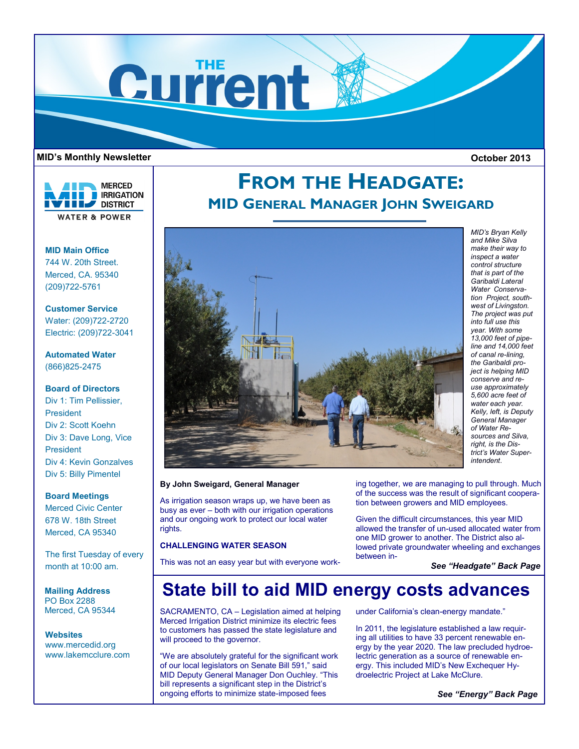# THE Current

**MID's Monthly Newsletter** **October 2013**

MERCED IRRIGATION DISTRICT
WATER & POWER

**MID Main Office**
744 W. 20th Street.
Merced, CA. 95340
(209)722-5761

**Customer Service**
Water: (209)722-2720
Electric: (209)722-3041

**Automated Water**
(866)825-2475

**Board of Directors**
Div 1: Tim Pellissier, President
Div 2: Scott Koehn
Div 3: Dave Long, Vice President
Div 4: Kevin Gonzalves
Div 5: Billy Pimentel

**Board Meetings**
Merced Civic Center
678 W. 18th Street
Merced, CA 95340

The first Tuesday of every month at 10:00 am.

**Mailing Address**
PO Box 2288
Merced, CA 95344

**Websites**
www.mercedid.org
www.lakemcclure.com

# From the Headgate:
## MID General Manager John Sweigard

*MID's Bryan Kelly and Mike Silva make their way to inspect a water control structure that is part of the Garibaldi Lateral Water Conservation Project, southwest of Livingston. The project was put into full use this year. With some 13,000 feet of pipeline and 14,000 feet of canal re-lining, the Garibaldi project is helping MID conserve and re-use approximately 5,600 acre feet of water each year. Kelly, left, is Deputy General Manager of Water Resources and Silva, right, is the District's Water Superintendent.*

**By John Sweigard, General Manager**

As irrigation season wraps up, we have been as busy as ever – both with our irrigation operations and our ongoing work to protect our local water rights.

**CHALLENGING WATER SEASON**

This was not an easy year but with everyone working together, we are managing to pull through. Much of the success was the result of significant cooperation between growers and MID employees.

Given the difficult circumstances, this year MID allowed the transfer of un-used allocated water from one MID grower to another. The District also allowed private groundwater wheeling and exchanges between in-

***See "Headgate" Back Page***

# State bill to aid MID energy costs advances

SACRAMENTO, CA – Legislation aimed at helping Merced Irrigation District minimize its electric fees to customers has passed the state legislature and will proceed to the governor.

"We are absolutely grateful for the significant work of our local legislators on Senate Bill 591," said MID Deputy General Manager Don Ouchley. "This bill represents a significant step in the District's ongoing efforts to minimize state-imposed fees under California's clean-energy mandate."

In 2011, the legislature established a law requiring all utilities to have 33 percent renewable energy by the year 2020. The law precluded hydroelectric generation as a source of renewable energy. This included MID's New Exchequer Hydroelectric Project at Lake McClure.

***See "Energy" Back Page***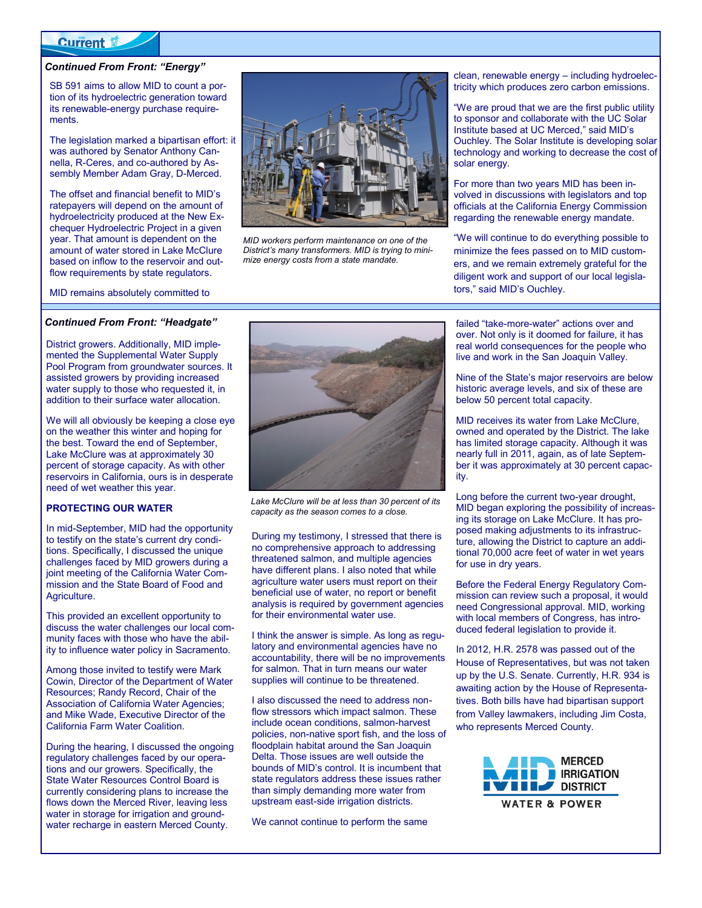### *Continued From Front: "Energy"*

SB 591 aims to allow MID to count a portion of its hydroelectric generation toward its renewable-energy purchase requirements.

The legislation marked a bipartisan effort: it was authored by Senator Anthony Cannella, R-Ceres, and co-authored by Assembly Member Adam Gray, D-Merced.

The offset and financial benefit to MID's ratepayers will depend on the amount of hydroelectricity produced at the New Exchequer Hydroelectric Project in a given year. That amount is dependent on the amount of water stored in Lake McClure based on inflow to the reservoir and outflow requirements by state regulators.

MID remains absolutely committed to clean, renewable energy – including hydroelectricity which produces zero carbon emissions.

*MID workers perform maintenance on one of the District's many transformers. MID is trying to minimize energy costs from a state mandate.*

"We are proud that we are the first public utility to sponsor and collaborate with the UC Solar Institute based at UC Merced," said MID's Ouchley. The Solar Institute is developing solar technology and working to decrease the cost of solar energy.

For more than two years MID has been involved in discussions with legislators and top officials at the California Energy Commission regarding the renewable energy mandate.

"We will continue to do everything possible to minimize the fees passed on to MID customers, and we remain extremely grateful for the diligent work and support of our local legislators," said MID's Ouchley.

### *Continued From Front: "Headgate"*

District growers. Additionally, MID implemented the Supplemental Water Supply Pool Program from groundwater sources. It assisted growers by providing increased water supply to those who requested it, in addition to their surface water allocation.

We will all obviously be keeping a close eye on the weather this winter and hoping for the best. Toward the end of September, Lake McClure was at approximately 30 percent of storage capacity. As with other reservoirs in California, ours is in desperate need of wet weather this year.

**PROTECTING OUR WATER**

In mid-September, MID had the opportunity to testify on the state's current dry conditions. Specifically, I discussed the unique challenges faced by MID growers during a joint meeting of the California Water Commission and the State Board of Food and Agriculture.

This provided an excellent opportunity to discuss the water challenges our local community faces with those who have the ability to influence water policy in Sacramento.

Among those invited to testify were Mark Cowin, Director of the Department of Water Resources; Randy Record, Chair of the Association of California Water Agencies; and Mike Wade, Executive Director of the California Farm Water Coalition.

During the hearing, I discussed the ongoing regulatory challenges faced by our operations and our growers. Specifically, the State Water Resources Control Board is currently considering plans to increase the flows down the Merced River, leaving less water in storage for irrigation and groundwater recharge in eastern Merced County.

*Lake McClure will be at less than 30 percent of its capacity as the season comes to a close.*

During my testimony, I stressed that there is no comprehensive approach to addressing threatened salmon, and multiple agencies have different plans. I also noted that while agriculture water users must report on their beneficial use of water, no report or benefit analysis is required by government agencies for their environmental water use.

I think the answer is simple. As long as regulatory and environmental agencies have no accountability, there will be no improvements for salmon. That in turn means our water supplies will continue to be threatened.

I also discussed the need to address non-flow stressors which impact salmon. These include ocean conditions, salmon-harvest policies, non-native sport fish, and the loss of floodplain habitat around the San Joaquin Delta. Those issues are well outside the bounds of MID's control. It is incumbent that state regulators address these issues rather than simply demanding more water from upstream east-side irrigation districts.

We cannot continue to perform the same failed "take-more-water" actions over and over. Not only is it doomed for failure, it has real world consequences for the people who live and work in the San Joaquin Valley.

Nine of the State's major reservoirs are below historic average levels, and six of these are below 50 percent total capacity.

MID receives its water from Lake McClure, owned and operated by the District. The lake has limited storage capacity. Although it was nearly full in 2011, again, as of late September it was approximately at 30 percent capacity.

Long before the current two-year drought, MID began exploring the possibility of increasing its storage on Lake McClure. It has proposed making adjustments to its infrastructure, allowing the District to capture an additional 70,000 acre feet of water in wet years for use in dry years.

Before the Federal Energy Regulatory Commission can review such a proposal, it would need Congressional approval. MID, working with local members of Congress, has introduced federal legislation to provide it.

In 2012, H.R. 2578 was passed out of the House of Representatives, but was not taken up by the U.S. Senate. Currently, H.R. 934 is awaiting action by the House of Representatives. Both bills have had bipartisan support from Valley lawmakers, including Jim Costa, who represents Merced County.

MERCED IRRIGATION DISTRICT
WATER & POWER